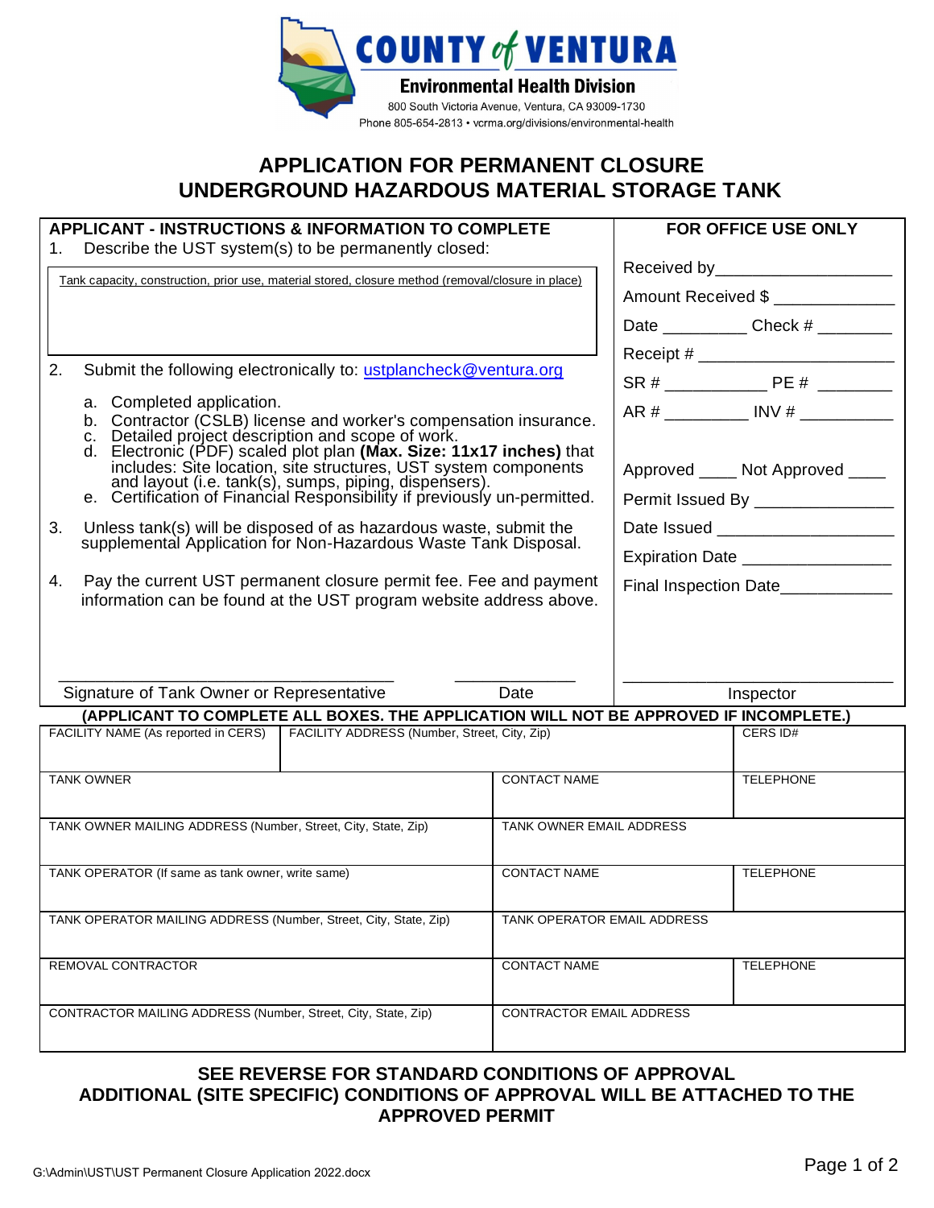**COUNTY of VENTURA**
**Environmental Health Division**
800 South Victoria Avenue, Ventura, CA 93009-1730
Phone 805-654-2813 • vcrma.org/divisions/environmental-health

# APPLICATION FOR PERMANENT CLOSURE
# UNDERGROUND HAZARDOUS MATERIAL STORAGE TANK

## APPLICANT - INSTRUCTIONS & INFORMATION TO COMPLETE

1. Describe the UST system(s) to be permanently closed:

   Tank capacity, construction, prior use, material stored, closure method (removal/closure in place)

2. Submit the following electronically to: ustplancheck@ventura.org
   a. Completed application.
   b. Contractor (CSLB) license and worker's compensation insurance.
   c. Detailed project description and scope of work.
   d. Electronic (PDF) scaled plot plan **(Max. Size: 11x17 inches)** that includes: Site location, site structures, UST system components and layout (i.e. tank(s), sumps, piping, dispensers).
   e. Certification of Financial Responsibility if previously un-permitted.

3. Unless tank(s) will be disposed of as hazardous waste, submit the supplemental Application for Non-Hazardous Waste Tank Disposal.

4. Pay the current UST permanent closure permit fee. Fee and payment information can be found at the UST program website address above.

\_\_\_\_\_\_\_\_\_\_\_\_\_\_\_\_\_\_\_\_\_\_\_\_\_\_\_\_\_\_\_\_\_\_\_ \_\_\_\_\_\_\_\_\_\_\_\_\_
Signature of Tank Owner or Representative Date

## FOR OFFICE USE ONLY

Received by\_\_\_\_\_\_\_\_\_\_\_\_\_\_\_\_\_\_

Amount Received $ \_\_\_\_\_\_\_\_\_\_\_\_\_

Date \_\_\_\_\_\_\_\_\_ Check # \_\_\_\_\_\_\_\_

Receipt # \_\_\_\_\_\_\_\_\_\_\_\_\_\_\_\_\_\_\_\_

SR # \_\_\_\_\_\_\_\_\_\_\_ PE # \_\_\_\_\_\_\_\_

AR # \_\_\_\_\_\_\_\_\_ INV # \_\_\_\_\_\_\_\_\_\_

Approved \_\_\_\_ Not Approved \_\_\_\_

Permit Issued By \_\_\_\_\_\_\_\_\_\_\_\_\_\_\_

Date Issued \_\_\_\_\_\_\_\_\_\_\_\_\_\_\_\_\_\_\_

Expiration Date \_\_\_\_\_\_\_\_\_\_\_\_\_\_\_\_

Final Inspection Date\_\_\_\_\_\_\_\_\_\_\_\_

\_\_\_\_\_\_\_\_\_\_\_\_\_\_\_\_\_\_\_\_\_\_\_\_\_\_\_\_\_\_\_
Inspector

**(APPLICANT TO COMPLETE ALL BOXES. THE APPLICATION WILL NOT BE APPROVED IF INCOMPLETE.)**

| FACILITY NAME (As reported in CERS) | FACILITY ADDRESS (Number, Street, City, Zip) | CERS ID# |
|---|---|---|
| | | |

| TANK OWNER | CONTACT NAME | TELEPHONE |
|---|---|---|
| | | |
| **TANK OWNER MAILING ADDRESS (Number, Street, City, State, Zip)** | **TANK OWNER EMAIL ADDRESS** | |
| | | |
| **TANK OPERATOR (If same as tank owner, write same)** | **CONTACT NAME** | **TELEPHONE** |
| | | |
| **TANK OPERATOR MAILING ADDRESS (Number, Street, City, State, Zip)** | **TANK OPERATOR EMAIL ADDRESS** | |
| | | |
| **REMOVAL CONTRACTOR** | **CONTACT NAME** | **TELEPHONE** |
| | | |
| **CONTRACTOR MAILING ADDRESS (Number, Street, City, State, Zip)** | **CONTRACTOR EMAIL ADDRESS** | |
| | | |

**SEE REVERSE FOR STANDARD CONDITIONS OF APPROVAL**
**ADDITIONAL (SITE SPECIFIC) CONDITIONS OF APPROVAL WILL BE ATTACHED TO THE APPROVED PERMIT**

G:\Admin\UST\UST Permanent Closure Application 2022.docx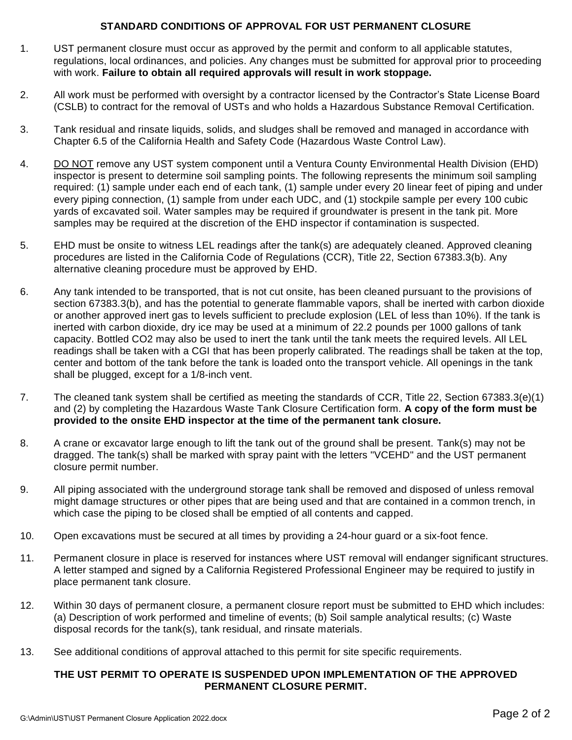## STANDARD CONDITIONS OF APPROVAL FOR UST PERMANENT CLOSURE

1. UST permanent closure must occur as approved by the permit and conform to all applicable statutes, regulations, local ordinances, and policies. Any changes must be submitted for approval prior to proceeding with work. **Failure to obtain all required approvals will result in work stoppage.**

2. All work must be performed with oversight by a contractor licensed by the Contractor's State License Board (CSLB) to contract for the removal of USTs and who holds a Hazardous Substance Removal Certification.

3. Tank residual and rinsate liquids, solids, and sludges shall be removed and managed in accordance with Chapter 6.5 of the California Health and Safety Code (Hazardous Waste Control Law).

4. <u>DO NOT</u> remove any UST system component until a Ventura County Environmental Health Division (EHD) inspector is present to determine soil sampling points. The following represents the minimum soil sampling required: (1) sample under each end of each tank, (1) sample under every 20 linear feet of piping and under every piping connection, (1) sample from under each UDC, and (1) stockpile sample per every 100 cubic yards of excavated soil. Water samples may be required if groundwater is present in the tank pit. More samples may be required at the discretion of the EHD inspector if contamination is suspected.

5. EHD must be onsite to witness LEL readings after the tank(s) are adequately cleaned. Approved cleaning procedures are listed in the California Code of Regulations (CCR), Title 22, Section 67383.3(b). Any alternative cleaning procedure must be approved by EHD.

6. Any tank intended to be transported, that is not cut onsite, has been cleaned pursuant to the provisions of section 67383.3(b), and has the potential to generate flammable vapors, shall be inerted with carbon dioxide or another approved inert gas to levels sufficient to preclude explosion (LEL of less than 10%). If the tank is inerted with carbon dioxide, dry ice may be used at a minimum of 22.2 pounds per 1000 gallons of tank capacity. Bottled $CO_2$ may also be used to inert the tank until the tank meets the required levels. All LEL readings shall be taken with a CGI that has been properly calibrated. The readings shall be taken at the top, center and bottom of the tank before the tank is loaded onto the transport vehicle. All openings in the tank shall be plugged, except for a 1/8-inch vent.

7. The cleaned tank system shall be certified as meeting the standards of CCR, Title 22, Section 67383.3(e)(1) and (2) by completing the Hazardous Waste Tank Closure Certification form. **A copy of the form must be provided to the onsite EHD inspector at the time of the permanent tank closure.**

8. A crane or excavator large enough to lift the tank out of the ground shall be present. Tank(s) may not be dragged. The tank(s) shall be marked with spray paint with the letters "VCEHD" and the UST permanent closure permit number.

9. All piping associated with the underground storage tank shall be removed and disposed of unless removal might damage structures or other pipes that are being used and that are contained in a common trench, in which case the piping to be closed shall be emptied of all contents and capped.

10. Open excavations must be secured at all times by providing a 24-hour guard or a six-foot fence.

11. Permanent closure in place is reserved for instances where UST removal will endanger significant structures. A letter stamped and signed by a California Registered Professional Engineer may be required to justify in place permanent tank closure.

12. Within 30 days of permanent closure, a permanent closure report must be submitted to EHD which includes: (a) Description of work performed and timeline of events; (b) Soil sample analytical results; (c) Waste disposal records for the tank(s), tank residual, and rinsate materials.

13. See additional conditions of approval attached to this permit for site specific requirements.

**THE UST PERMIT TO OPERATE IS SUSPENDED UPON IMPLEMENTATION OF THE APPROVED PERMANENT CLOSURE PERMIT.**

G:\Admin\UST\UST Permanent Closure Application 2022.docx